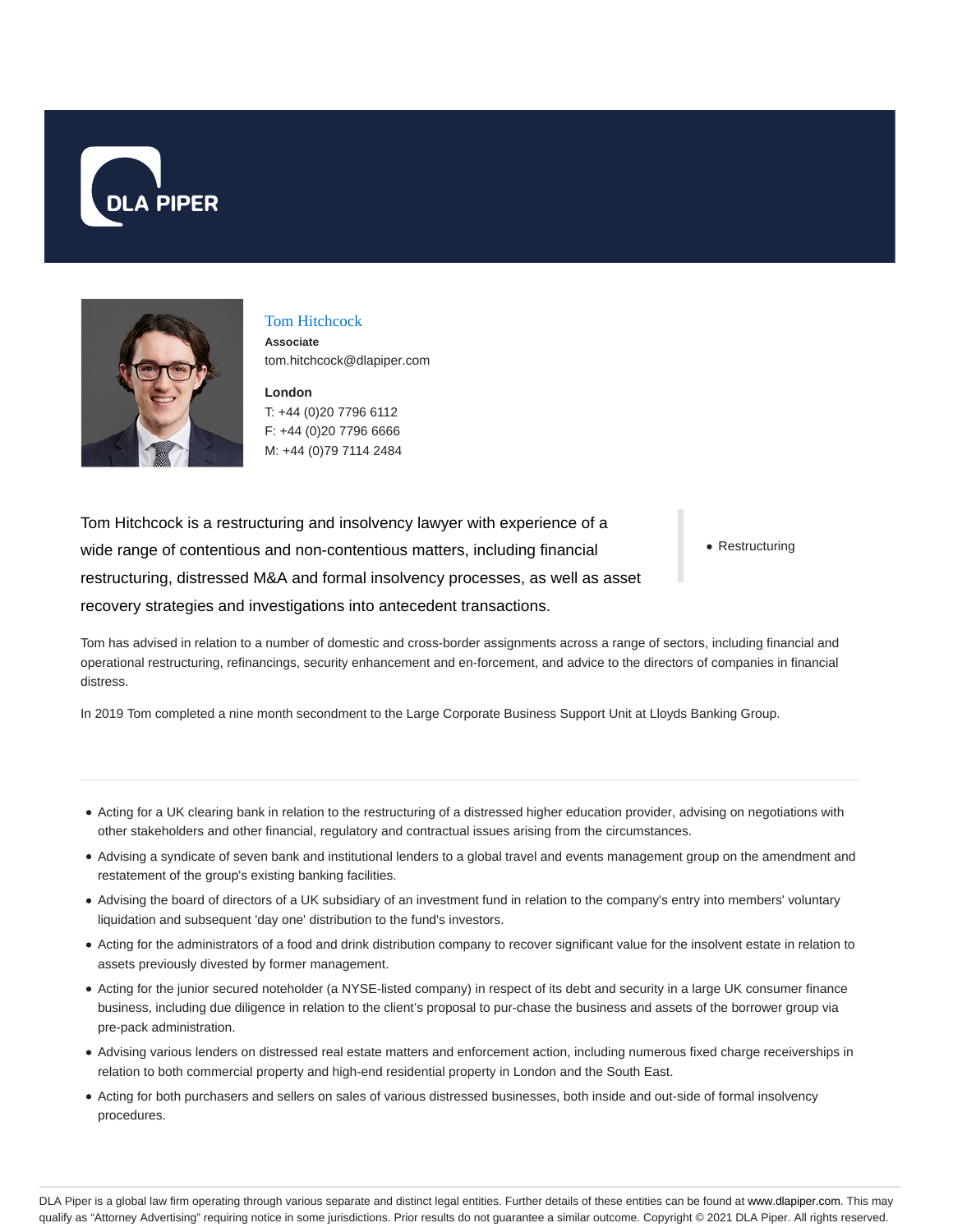DLA PIPER

# Tom Hitchcock

**Associate**

tom.hitchcock@dlapiper.com

**London**

T: +44 (0)20 7796 6112

F: +44 (0)20 7796 6666

M: +44 (0)79 7114 2484

Tom Hitchcock is a restructuring and insolvency lawyer with experience of a wide range of contentious and non-contentious matters, including financial restructuring, distressed M&A and formal insolvency processes, as well as asset recovery strategies and investigations into antecedent transactions.

- Restructuring

Tom has advised in relation to a number of domestic and cross-border assignments across a range of sectors, including financial and operational restructuring, refinancings, security enhancement and en-forcement, and advice to the directors of companies in financial distress.

In 2019 Tom completed a nine month secondment to the Large Corporate Business Support Unit at Lloyds Banking Group.

---

- Acting for a UK clearing bank in relation to the restructuring of a distressed higher education provider, advising on negotiations with other stakeholders and other financial, regulatory and contractual issues arising from the circumstances.
- Advising a syndicate of seven bank and institutional lenders to a global travel and events management group on the amendment and restatement of the group's existing banking facilities.
- Advising the board of directors of a UK subsidiary of an investment fund in relation to the company's entry into members' voluntary liquidation and subsequent 'day one' distribution to the fund's investors.
- Acting for the administrators of a food and drink distribution company to recover significant value for the insolvent estate in relation to assets previously divested by former management.
- Acting for the junior secured noteholder (a NYSE-listed company) in respect of its debt and security in a large UK consumer finance business, including due diligence in relation to the client's proposal to pur-chase the business and assets of the borrower group via pre-pack administration.
- Advising various lenders on distressed real estate matters and enforcement action, including numerous fixed charge receiverships in relation to both commercial property and high-end residential property in London and the South East.
- Acting for both purchasers and sellers on sales of various distressed businesses, both inside and out-side of formal insolvency procedures.

DLA Piper is a global law firm operating through various separate and distinct legal entities. Further details of these entities can be found at www.dlapiper.com. This may qualify as "Attorney Advertising" requiring notice in some jurisdictions. Prior results do not guarantee a similar outcome. Copyright © 2021 DLA Piper. All rights reserved.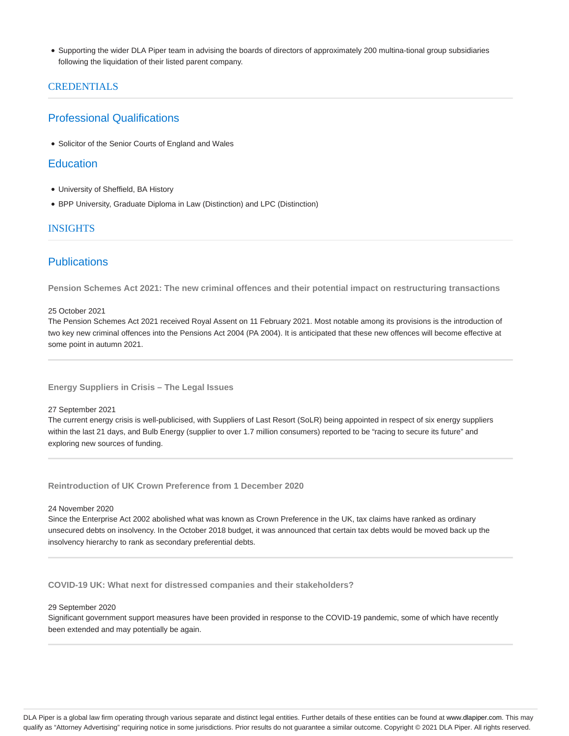- Supporting the wider DLA Piper team in advising the boards of directors of approximately 200 multina-tional group subsidiaries following the liquidation of their listed parent company.

## CREDENTIALS

### Professional Qualifications

- Solicitor of the Senior Courts of England and Wales

### Education

- University of Sheffield, BA History
- BPP University, Graduate Diploma in Law (Distinction) and LPC (Distinction)

## INSIGHTS

### Publications

**Pension Schemes Act 2021: The new criminal offences and their potential impact on restructuring transactions**

25 October 2021
The Pension Schemes Act 2021 received Royal Assent on 11 February 2021. Most notable among its provisions is the introduction of two key new criminal offences into the Pensions Act 2004 (PA 2004). It is anticipated that these new offences will become effective at some point in autumn 2021.

**Energy Suppliers in Crisis – The Legal Issues**

27 September 2021
The current energy crisis is well-publicised, with Suppliers of Last Resort (SoLR) being appointed in respect of six energy suppliers within the last 21 days, and Bulb Energy (supplier to over 1.7 million consumers) reported to be "racing to secure its future" and exploring new sources of funding.

**Reintroduction of UK Crown Preference from 1 December 2020**

24 November 2020
Since the Enterprise Act 2002 abolished what was known as Crown Preference in the UK, tax claims have ranked as ordinary unsecured debts on insolvency. In the October 2018 budget, it was announced that certain tax debts would be moved back up the insolvency hierarchy to rank as secondary preferential debts.

**COVID-19 UK: What next for distressed companies and their stakeholders?**

29 September 2020
Significant government support measures have been provided in response to the COVID-19 pandemic, some of which have recently been extended and may potentially be again.

DLA Piper is a global law firm operating through various separate and distinct legal entities. Further details of these entities can be found at www.dlapiper.com. This may qualify as "Attorney Advertising" requiring notice in some jurisdictions. Prior results do not guarantee a similar outcome. Copyright © 2021 DLA Piper. All rights reserved.